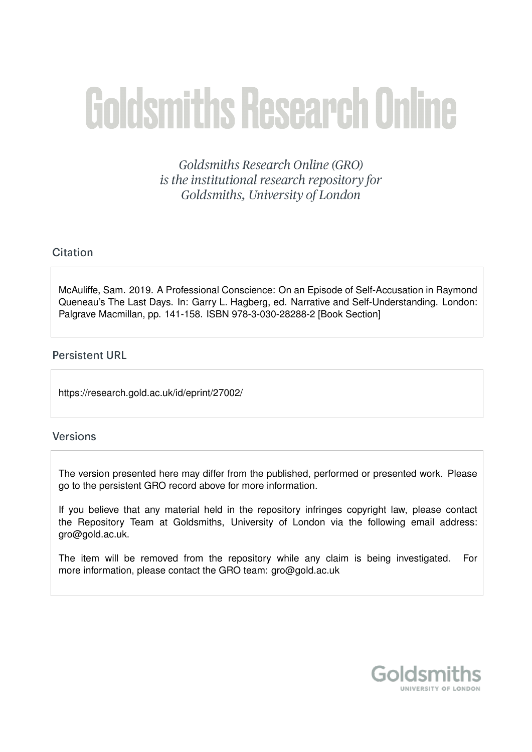# Goldsmiths Research Online

*Goldsmiths Research Online (GRO) is the institutional research repository for Goldsmiths, University of London*

## Citation

McAuliffe, Sam. 2019. A Professional Conscience: On an Episode of Self-Accusation in Raymond Queneau's The Last Days. In: Garry L. Hagberg, ed. Narrative and Self-Understanding. London: Palgrave Macmillan, pp. 141-158. ISBN 978-3-030-28288-2 [Book Section]

## Persistent URL

https://research.gold.ac.uk/id/eprint/27002/

## Versions

The version presented here may differ from the published, performed or presented work. Please go to the persistent GRO record above for more information.

If you believe that any material held in the repository infringes copyright law, please contact the Repository Team at Goldsmiths, University of London via the following email address: gro@gold.ac.uk.

The item will be removed from the repository while any claim is being investigated. For more information, please contact the GRO team: gro@gold.ac.uk

Goldsmiths
UNIVERSITY OF LONDON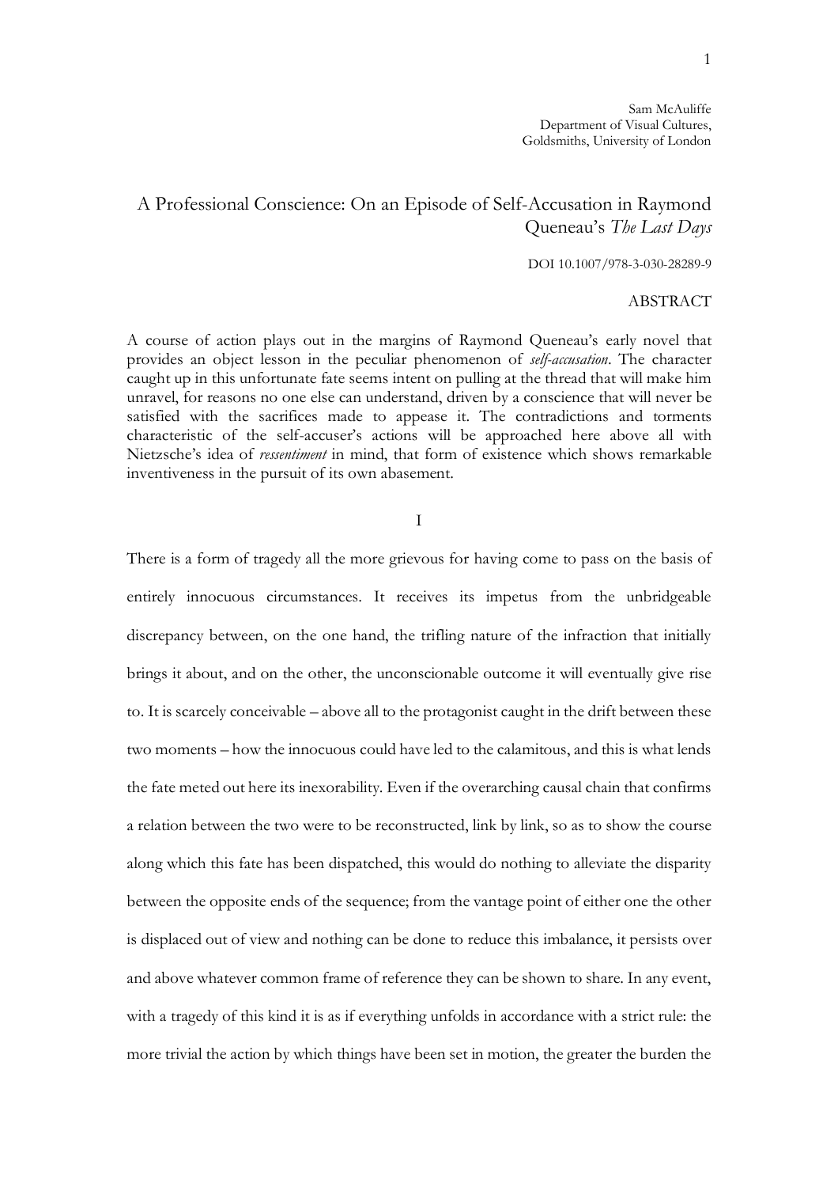Sam McAuliffe
Department of Visual Cultures,
Goldsmiths, University of London

# A Professional Conscience: On an Episode of Self-Accusation in Raymond Queneau's *The Last Days*

DOI 10.1007/978-3-030-28289-9

## ABSTRACT

A course of action plays out in the margins of Raymond Queneau's early novel that provides an object lesson in the peculiar phenomenon of *self-accusation*. The character caught up in this unfortunate fate seems intent on pulling at the thread that will make him unravel, for reasons no one else can understand, driven by a conscience that will never be satisfied with the sacrifices made to appease it. The contradictions and torments characteristic of the self-accuser's actions will be approached here above all with Nietzsche's idea of *ressentiment* in mind, that form of existence which shows remarkable inventiveness in the pursuit of its own abasement.

## I

There is a form of tragedy all the more grievous for having come to pass on the basis of entirely innocuous circumstances. It receives its impetus from the unbridgeable discrepancy between, on the one hand, the trifling nature of the infraction that initially brings it about, and on the other, the unconscionable outcome it will eventually give rise to. It is scarcely conceivable – above all to the protagonist caught in the drift between these two moments – how the innocuous could have led to the calamitous, and this is what lends the fate meted out here its inexorability. Even if the overarching causal chain that confirms a relation between the two were to be reconstructed, link by link, so as to show the course along which this fate has been dispatched, this would do nothing to alleviate the disparity between the opposite ends of the sequence; from the vantage point of either one the other is displaced out of view and nothing can be done to reduce this imbalance, it persists over and above whatever common frame of reference they can be shown to share. In any event, with a tragedy of this kind it is as if everything unfolds in accordance with a strict rule: the more trivial the action by which things have been set in motion, the greater the burden the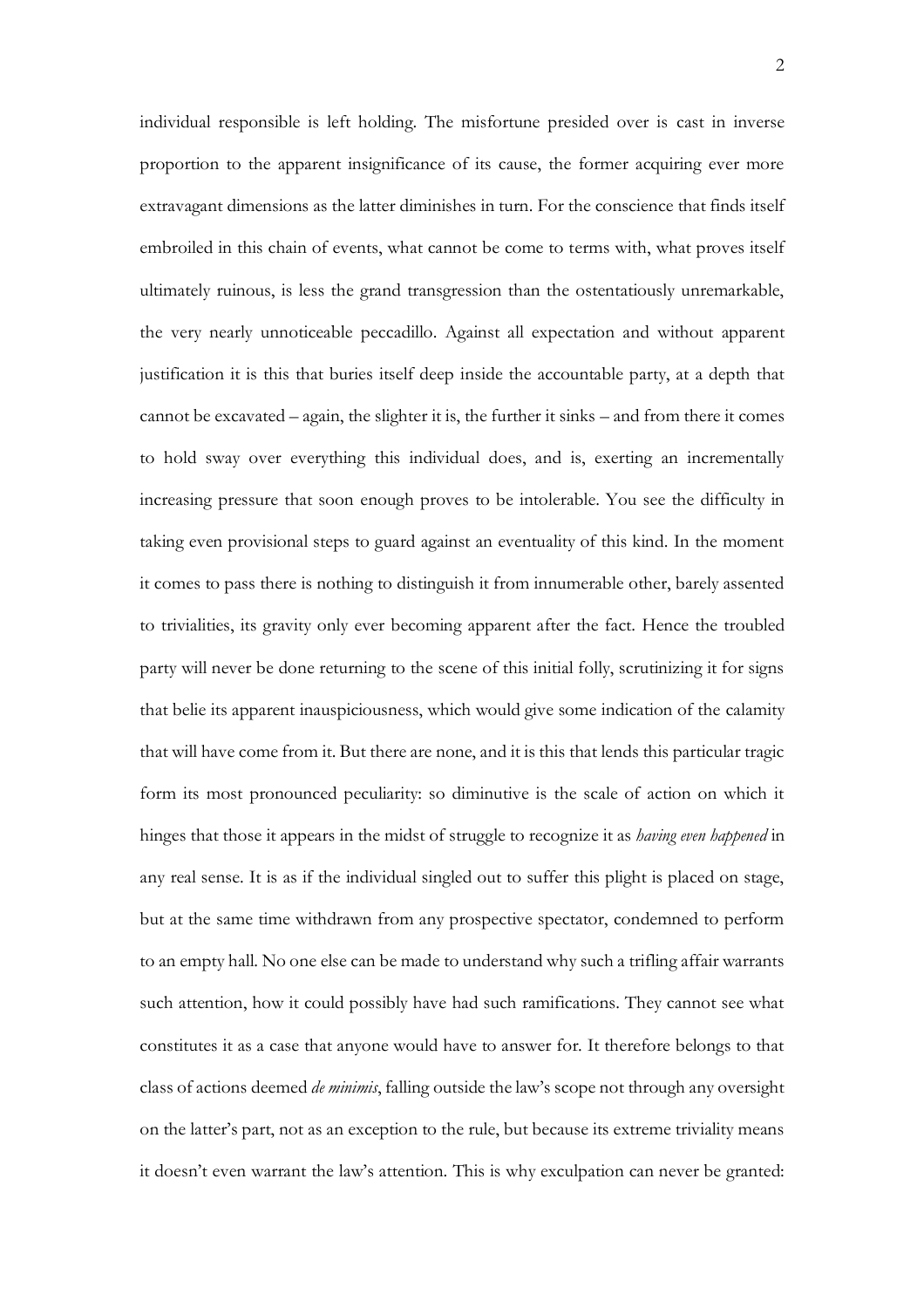individual responsible is left holding. The misfortune presided over is cast in inverse proportion to the apparent insignificance of its cause, the former acquiring ever more extravagant dimensions as the latter diminishes in turn. For the conscience that finds itself embroiled in this chain of events, what cannot be come to terms with, what proves itself ultimately ruinous, is less the grand transgression than the ostentatiously unremarkable, the very nearly unnoticeable peccadillo. Against all expectation and without apparent justification it is this that buries itself deep inside the accountable party, at a depth that cannot be excavated – again, the slighter it is, the further it sinks – and from there it comes to hold sway over everything this individual does, and is, exerting an incrementally increasing pressure that soon enough proves to be intolerable. You see the difficulty in taking even provisional steps to guard against an eventuality of this kind. In the moment it comes to pass there is nothing to distinguish it from innumerable other, barely assented to trivialities, its gravity only ever becoming apparent after the fact. Hence the troubled party will never be done returning to the scene of this initial folly, scrutinizing it for signs that belie its apparent inauspiciousness, which would give some indication of the calamity that will have come from it. But there are none, and it is this that lends this particular tragic form its most pronounced peculiarity: so diminutive is the scale of action on which it hinges that those it appears in the midst of struggle to recognize it as *having even happened* in any real sense. It is as if the individual singled out to suffer this plight is placed on stage, but at the same time withdrawn from any prospective spectator, condemned to perform to an empty hall. No one else can be made to understand why such a trifling affair warrants such attention, how it could possibly have had such ramifications. They cannot see what constitutes it as a case that anyone would have to answer for. It therefore belongs to that class of actions deemed *de minimis*, falling outside the law's scope not through any oversight on the latter's part, not as an exception to the rule, but because its extreme triviality means it doesn't even warrant the law's attention. This is why exculpation can never be granted: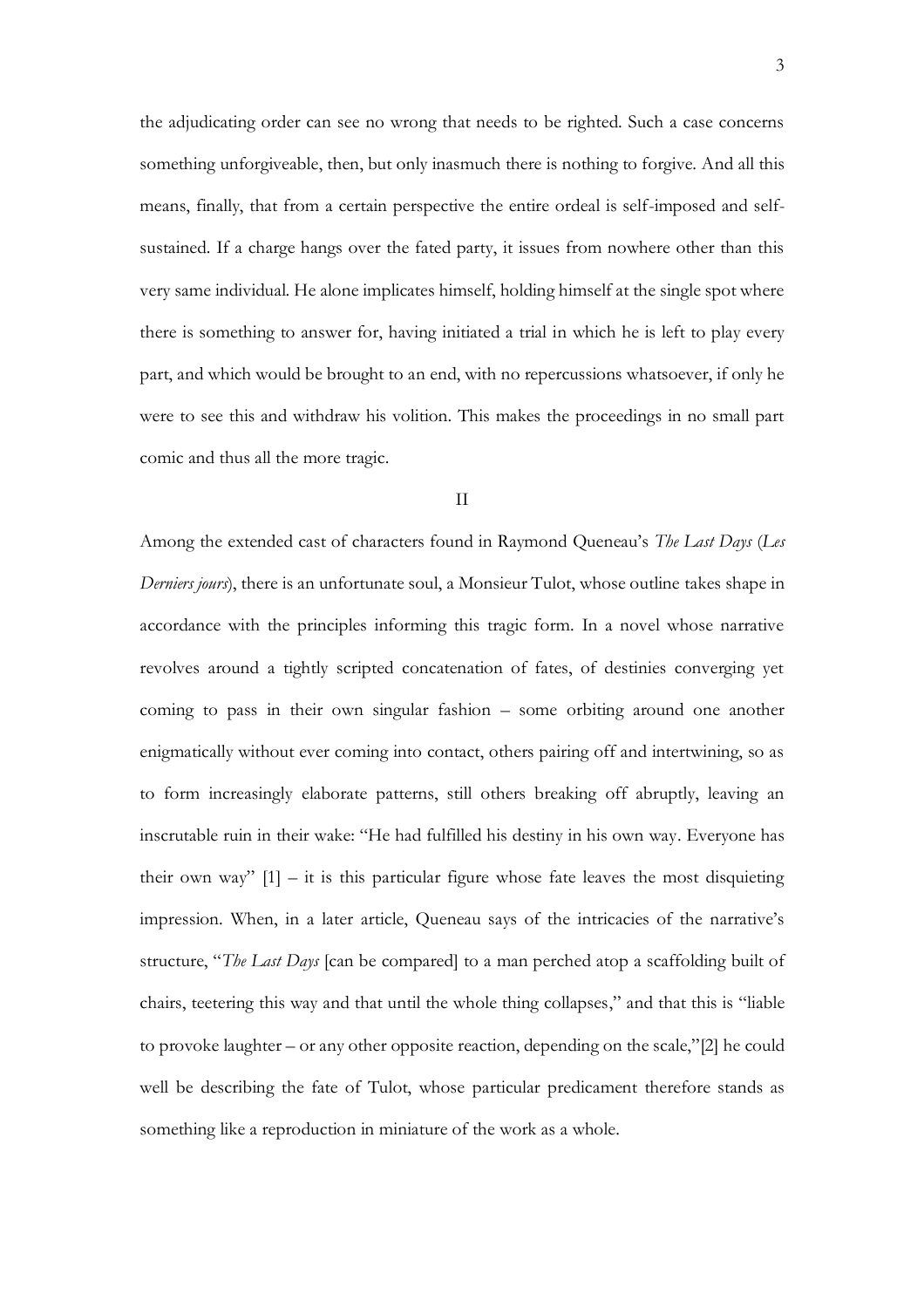the adjudicating order can see no wrong that needs to be righted. Such a case concerns something unforgiveable, then, but only inasmuch there is nothing to forgive. And all this means, finally, that from a certain perspective the entire ordeal is self-imposed and self-sustained. If a charge hangs over the fated party, it issues from nowhere other than this very same individual. He alone implicates himself, holding himself at the single spot where there is something to answer for, having initiated a trial in which he is left to play every part, and which would be brought to an end, with no repercussions whatsoever, if only he were to see this and withdraw his volition. This makes the proceedings in no small part comic and thus all the more tragic.

## II

Among the extended cast of characters found in Raymond Queneau's *The Last Days* (*Les Derniers jours*), there is an unfortunate soul, a Monsieur Tulot, whose outline takes shape in accordance with the principles informing this tragic form. In a novel whose narrative revolves around a tightly scripted concatenation of fates, of destinies converging yet coming to pass in their own singular fashion – some orbiting around one another enigmatically without ever coming into contact, others pairing off and intertwining, so as to form increasingly elaborate patterns, still others breaking off abruptly, leaving an inscrutable ruin in their wake: "He had fulfilled his destiny in his own way. Everyone has their own way" [1] – it is this particular figure whose fate leaves the most disquieting impression. When, in a later article, Queneau says of the intricacies of the narrative's structure, "*The Last Days* [can be compared] to a man perched atop a scaffolding built of chairs, teetering this way and that until the whole thing collapses," and that this is "liable to provoke laughter – or any other opposite reaction, depending on the scale,"[2] he could well be describing the fate of Tulot, whose particular predicament therefore stands as something like a reproduction in miniature of the work as a whole.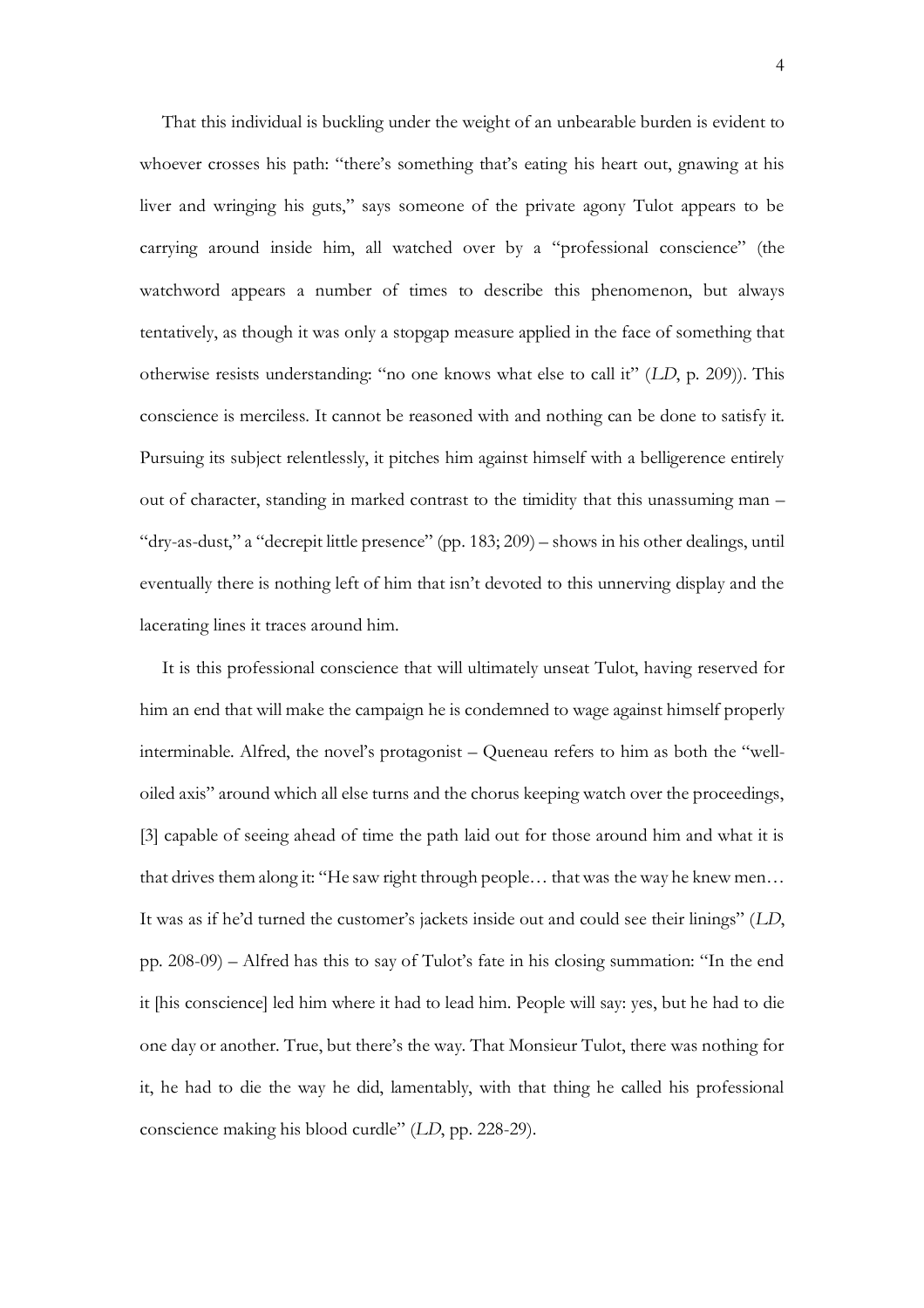That this individual is buckling under the weight of an unbearable burden is evident to whoever crosses his path: "there's something that's eating his heart out, gnawing at his liver and wringing his guts," says someone of the private agony Tulot appears to be carrying around inside him, all watched over by a "professional conscience" (the watchword appears a number of times to describe this phenomenon, but always tentatively, as though it was only a stopgap measure applied in the face of something that otherwise resists understanding: "no one knows what else to call it" (*LD*, p. 209)). This conscience is merciless. It cannot be reasoned with and nothing can be done to satisfy it. Pursuing its subject relentlessly, it pitches him against himself with a belligerence entirely out of character, standing in marked contrast to the timidity that this unassuming man – "dry-as-dust," a "decrepit little presence" (pp. 183; 209) – shows in his other dealings, until eventually there is nothing left of him that isn't devoted to this unnerving display and the lacerating lines it traces around him.

It is this professional conscience that will ultimately unseat Tulot, having reserved for him an end that will make the campaign he is condemned to wage against himself properly interminable. Alfred, the novel's protagonist – Queneau refers to him as both the "well-oiled axis" around which all else turns and the chorus keeping watch over the proceedings, [3] capable of seeing ahead of time the path laid out for those around him and what it is that drives them along it: "He saw right through people… that was the way he knew men… It was as if he'd turned the customer's jackets inside out and could see their linings" (*LD*, pp. 208-09) – Alfred has this to say of Tulot's fate in his closing summation: "In the end it [his conscience] led him where it had to lead him. People will say: yes, but he had to die one day or another. True, but there's the way. That Monsieur Tulot, there was nothing for it, he had to die the way he did, lamentably, with that thing he called his professional conscience making his blood curdle" (*LD*, pp. 228-29).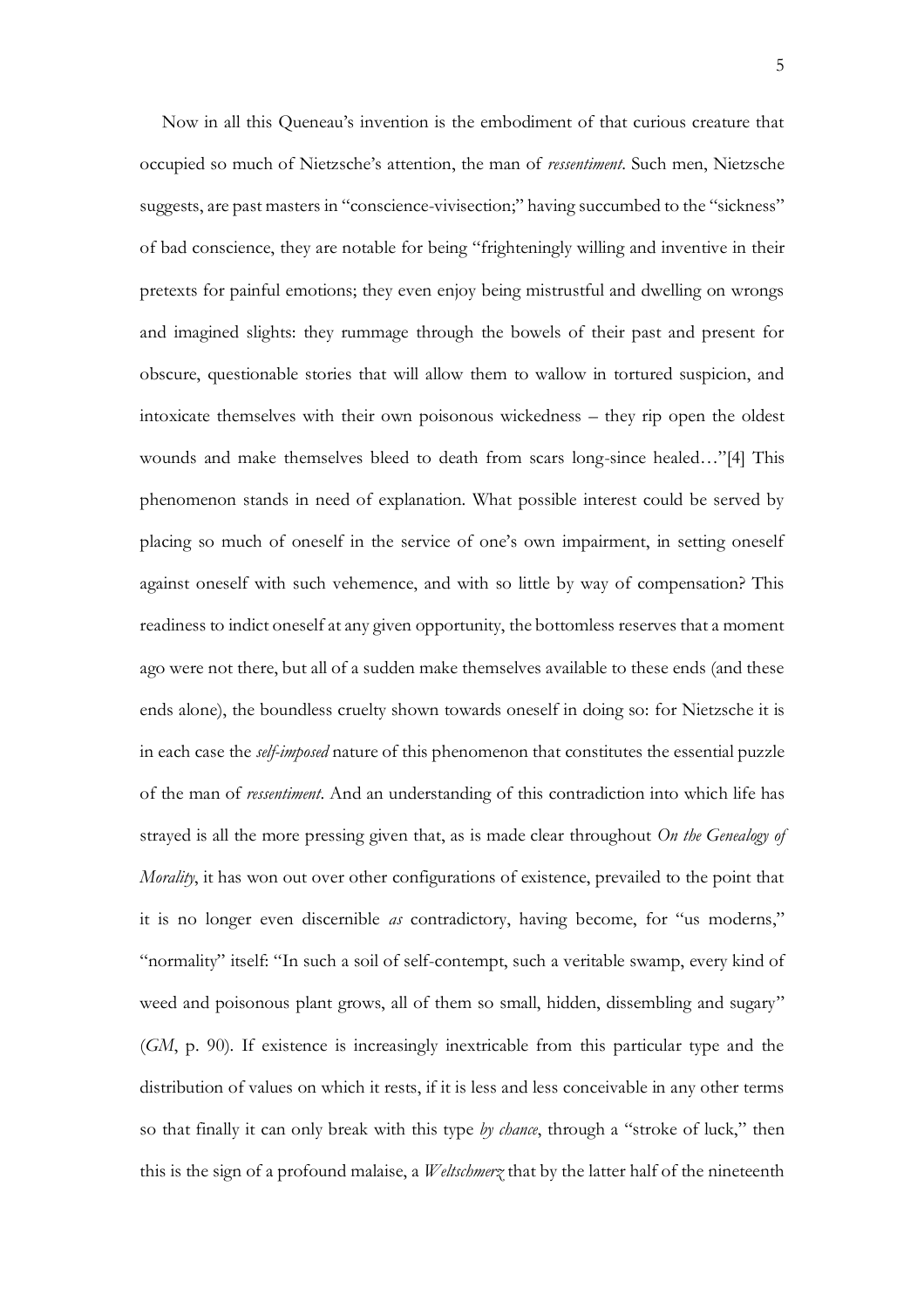Now in all this Queneau's invention is the embodiment of that curious creature that occupied so much of Nietzsche's attention, the man of *ressentiment*. Such men, Nietzsche suggests, are past masters in "conscience-vivisection;" having succumbed to the "sickness" of bad conscience, they are notable for being "frighteningly willing and inventive in their pretexts for painful emotions; they even enjoy being mistrustful and dwelling on wrongs and imagined slights: they rummage through the bowels of their past and present for obscure, questionable stories that will allow them to wallow in tortured suspicion, and intoxicate themselves with their own poisonous wickedness – they rip open the oldest wounds and make themselves bleed to death from scars long-since healed…"[4] This phenomenon stands in need of explanation. What possible interest could be served by placing so much of oneself in the service of one's own impairment, in setting oneself against oneself with such vehemence, and with so little by way of compensation? This readiness to indict oneself at any given opportunity, the bottomless reserves that a moment ago were not there, but all of a sudden make themselves available to these ends (and these ends alone), the boundless cruelty shown towards oneself in doing so: for Nietzsche it is in each case the *self-imposed* nature of this phenomenon that constitutes the essential puzzle of the man of *ressentiment*. And an understanding of this contradiction into which life has strayed is all the more pressing given that, as is made clear throughout *On the Genealogy of Morality*, it has won out over other configurations of existence, prevailed to the point that it is no longer even discernible *as* contradictory, having become, for "us moderns," "normality" itself: "In such a soil of self-contempt, such a veritable swamp, every kind of weed and poisonous plant grows, all of them so small, hidden, dissembling and sugary" (*GM*, p. 90). If existence is increasingly inextricable from this particular type and the distribution of values on which it rests, if it is less and less conceivable in any other terms so that finally it can only break with this type *by chance*, through a "stroke of luck," then this is the sign of a profound malaise, a *Weltschmerz* that by the latter half of the nineteenth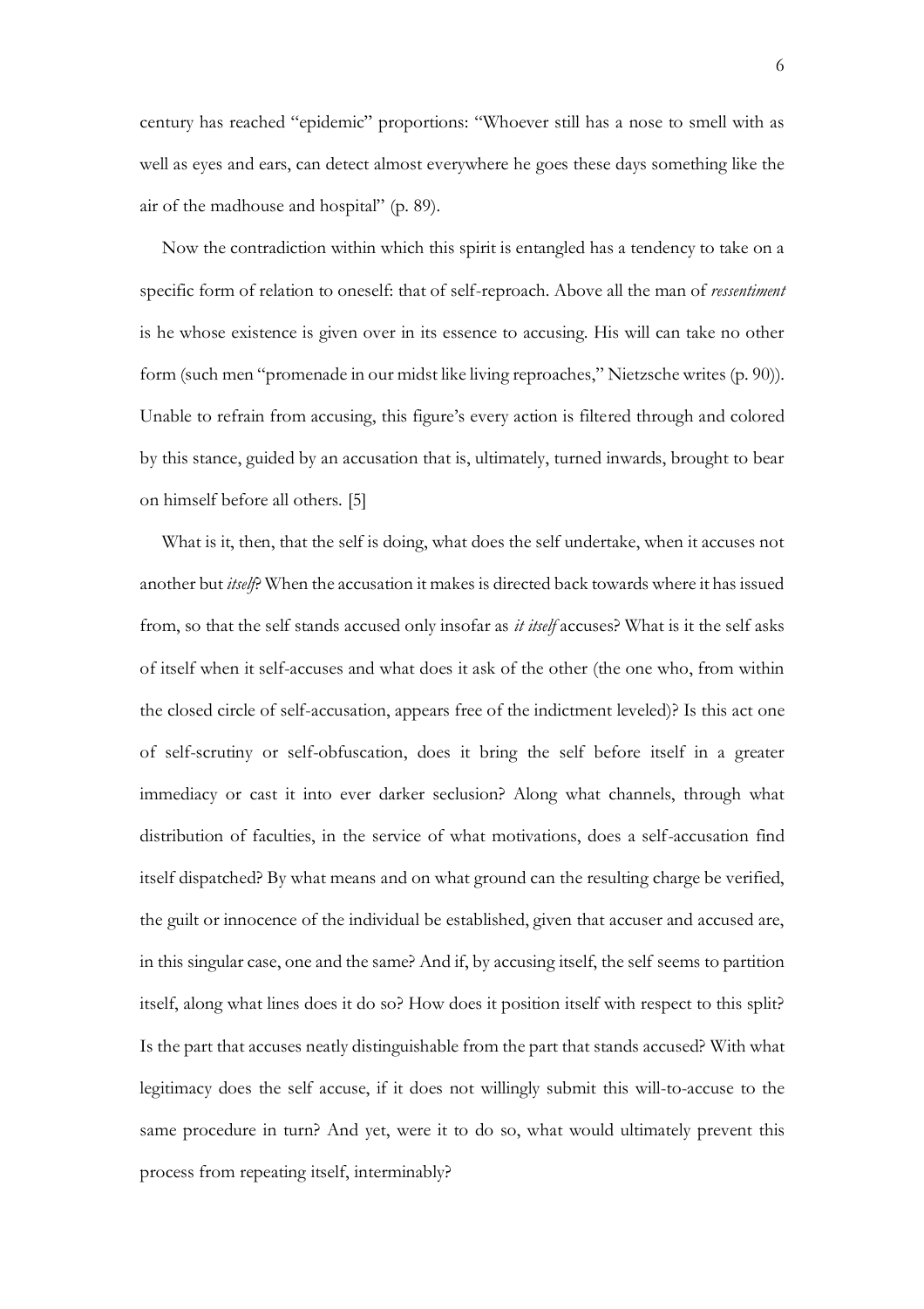century has reached "epidemic" proportions: "Whoever still has a nose to smell with as well as eyes and ears, can detect almost everywhere he goes these days something like the air of the madhouse and hospital" (p. 89).

Now the contradiction within which this spirit is entangled has a tendency to take on a specific form of relation to oneself: that of self-reproach. Above all the man of *ressentiment* is he whose existence is given over in its essence to accusing. His will can take no other form (such men "promenade in our midst like living reproaches," Nietzsche writes (p. 90)). Unable to refrain from accusing, this figure's every action is filtered through and colored by this stance, guided by an accusation that is, ultimately, turned inwards, brought to bear on himself before all others. [5]

What is it, then, that the self is doing, what does the self undertake, when it accuses not another but *itself*? When the accusation it makes is directed back towards where it has issued from, so that the self stands accused only insofar as *it itself* accuses? What is it the self asks of itself when it self-accuses and what does it ask of the other (the one who, from within the closed circle of self-accusation, appears free of the indictment leveled)? Is this act one of self-scrutiny or self-obfuscation, does it bring the self before itself in a greater immediacy or cast it into ever darker seclusion? Along what channels, through what distribution of faculties, in the service of what motivations, does a self-accusation find itself dispatched? By what means and on what ground can the resulting charge be verified, the guilt or innocence of the individual be established, given that accuser and accused are, in this singular case, one and the same? And if, by accusing itself, the self seems to partition itself, along what lines does it do so? How does it position itself with respect to this split? Is the part that accuses neatly distinguishable from the part that stands accused? With what legitimacy does the self accuse, if it does not willingly submit this will-to-accuse to the same procedure in turn? And yet, were it to do so, what would ultimately prevent this process from repeating itself, interminably?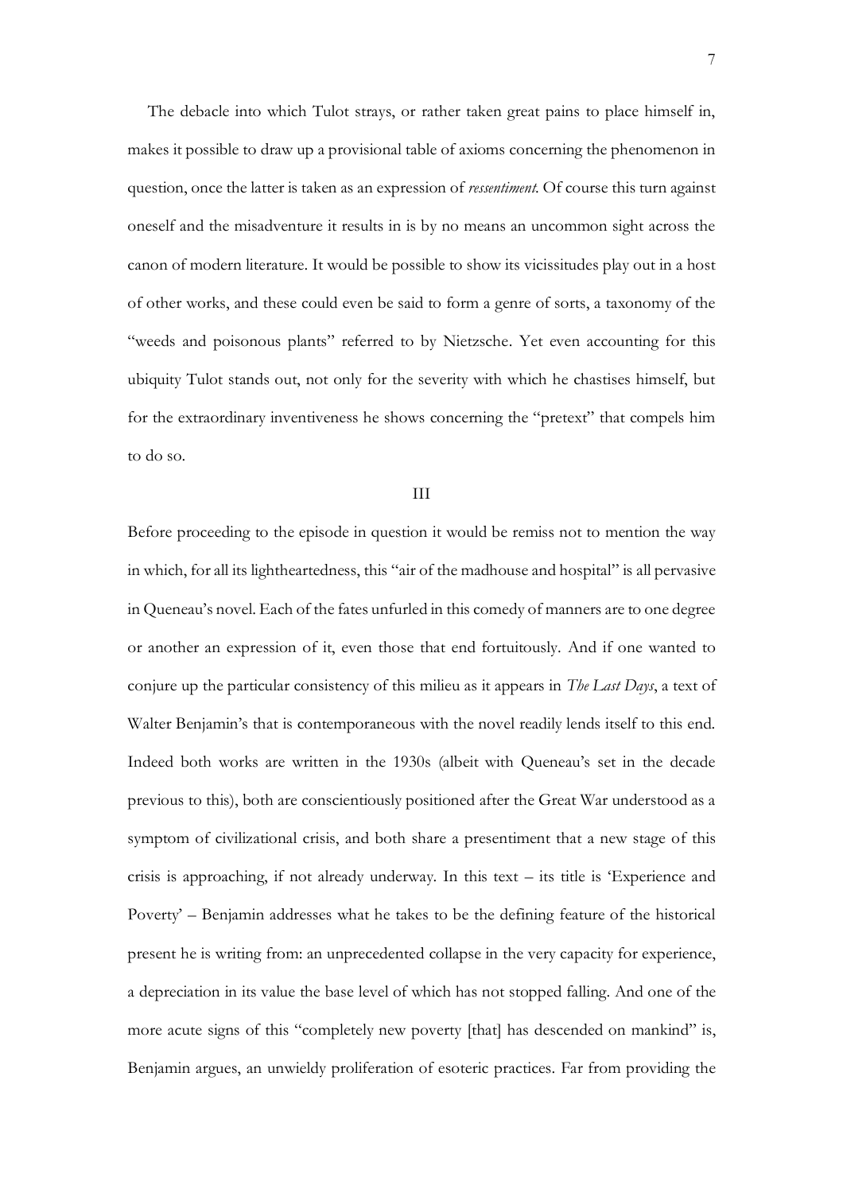The debacle into which Tulot strays, or rather taken great pains to place himself in, makes it possible to draw up a provisional table of axioms concerning the phenomenon in question, once the latter is taken as an expression of *ressentiment*. Of course this turn against oneself and the misadventure it results in is by no means an uncommon sight across the canon of modern literature. It would be possible to show its vicissitudes play out in a host of other works, and these could even be said to form a genre of sorts, a taxonomy of the "weeds and poisonous plants" referred to by Nietzsche. Yet even accounting for this ubiquity Tulot stands out, not only for the severity with which he chastises himself, but for the extraordinary inventiveness he shows concerning the "pretext" that compels him to do so.

## III

Before proceeding to the episode in question it would be remiss not to mention the way in which, for all its lightheartedness, this "air of the madhouse and hospital" is all pervasive in Queneau's novel. Each of the fates unfurled in this comedy of manners are to one degree or another an expression of it, even those that end fortuitously. And if one wanted to conjure up the particular consistency of this milieu as it appears in *The Last Days*, a text of Walter Benjamin's that is contemporaneous with the novel readily lends itself to this end. Indeed both works are written in the 1930s (albeit with Queneau's set in the decade previous to this), both are conscientiously positioned after the Great War understood as a symptom of civilizational crisis, and both share a presentiment that a new stage of this crisis is approaching, if not already underway. In this text – its title is 'Experience and Poverty' – Benjamin addresses what he takes to be the defining feature of the historical present he is writing from: an unprecedented collapse in the very capacity for experience, a depreciation in its value the base level of which has not stopped falling. And one of the more acute signs of this "completely new poverty [that] has descended on mankind" is, Benjamin argues, an unwieldy proliferation of esoteric practices. Far from providing the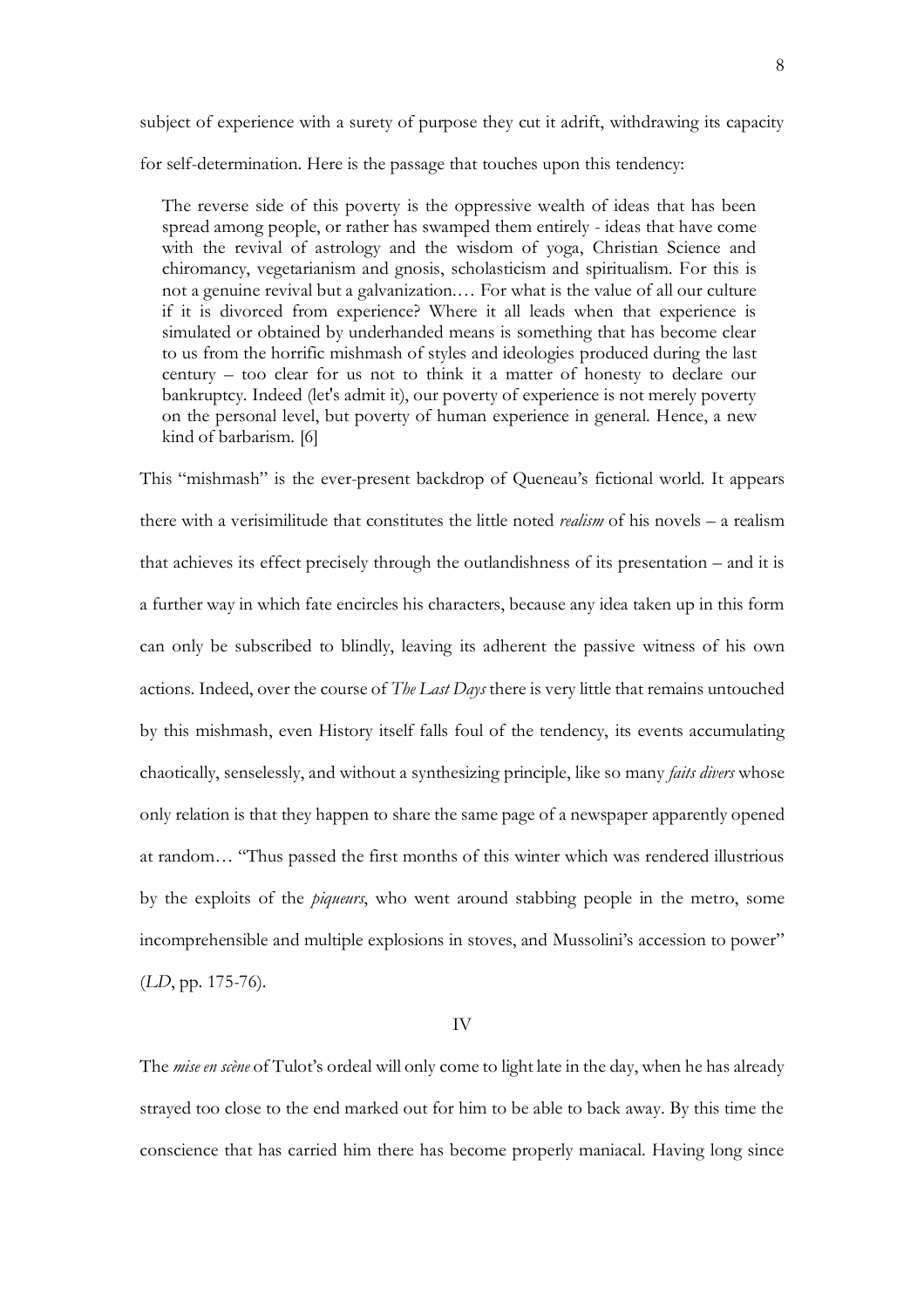subject of experience with a surety of purpose they cut it adrift, withdrawing its capacity for self-determination. Here is the passage that touches upon this tendency:

> The reverse side of this poverty is the oppressive wealth of ideas that has been spread among people, or rather has swamped them entirely - ideas that have come with the revival of astrology and the wisdom of yoga, Christian Science and chiromancy, vegetarianism and gnosis, scholasticism and spiritualism. For this is not a genuine revival but a galvanization.… For what is the value of all our culture if it is divorced from experience? Where it all leads when that experience is simulated or obtained by underhanded means is something that has become clear to us from the horrific mishmash of styles and ideologies produced during the last century – too clear for us not to think it a matter of honesty to declare our bankruptcy. Indeed (let's admit it), our poverty of experience is not merely poverty on the personal level, but poverty of human experience in general. Hence, a new kind of barbarism. [6]

This "mishmash" is the ever-present backdrop of Queneau's fictional world. It appears there with a verisimilitude that constitutes the little noted *realism* of his novels – a realism that achieves its effect precisely through the outlandishness of its presentation – and it is a further way in which fate encircles his characters, because any idea taken up in this form can only be subscribed to blindly, leaving its adherent the passive witness of his own actions. Indeed, over the course of *The Last Days* there is very little that remains untouched by this mishmash, even History itself falls foul of the tendency, its events accumulating chaotically, senselessly, and without a synthesizing principle, like so many *faits divers* whose only relation is that they happen to share the same page of a newspaper apparently opened at random… "Thus passed the first months of this winter which was rendered illustrious by the exploits of the *piqueurs*, who went around stabbing people in the metro, some incomprehensible and multiple explosions in stoves, and Mussolini's accession to power" (*LD*, pp. 175-76).

## IV

The *mise en scène* of Tulot's ordeal will only come to light late in the day, when he has already strayed too close to the end marked out for him to be able to back away. By this time the conscience that has carried him there has become properly maniacal. Having long since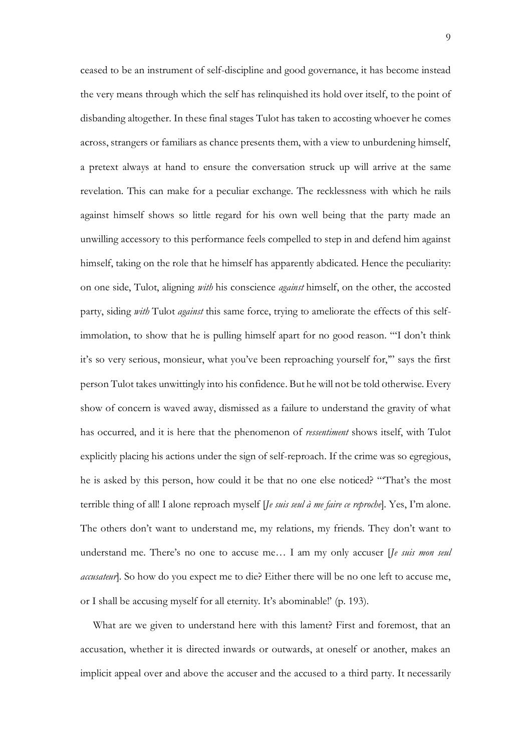ceased to be an instrument of self-discipline and good governance, it has become instead the very means through which the self has relinquished its hold over itself, to the point of disbanding altogether. In these final stages Tulot has taken to accosting whoever he comes across, strangers or familiars as chance presents them, with a view to unburdening himself, a pretext always at hand to ensure the conversation struck up will arrive at the same revelation. This can make for a peculiar exchange. The recklessness with which he rails against himself shows so little regard for his own well being that the party made an unwilling accessory to this performance feels compelled to step in and defend him against himself, taking on the role that he himself has apparently abdicated. Hence the peculiarity: on one side, Tulot, aligning *with* his conscience *against* himself, on the other, the accosted party, siding *with* Tulot *against* this same force, trying to ameliorate the effects of this self-immolation, to show that he is pulling himself apart for no good reason. '"I don't think it's so very serious, monsieur, what you've been reproaching yourself for,"' says the first person Tulot takes unwittingly into his confidence. But he will not be told otherwise. Every show of concern is waved away, dismissed as a failure to understand the gravity of what has occurred, and it is here that the phenomenon of *ressentiment* shows itself, with Tulot explicitly placing his actions under the sign of self-reproach. If the crime was so egregious, he is asked by this person, how could it be that no one else noticed? '"That's the most terrible thing of all! I alone reproach myself [*Je suis seul à me faire ce reproche*]. Yes, I'm alone. The others don't want to understand me, my relations, my friends. They don't want to understand me. There's no one to accuse me… I am my only accuser [*Je suis mon seul accusateur*]. So how do you expect me to die? Either there will be no one left to accuse me, or I shall be accusing myself for all eternity. It's abominable!' (p. 193).

What are we given to understand here with this lament? First and foremost, that an accusation, whether it is directed inwards or outwards, at oneself or another, makes an implicit appeal over and above the accuser and the accused to a third party. It necessarily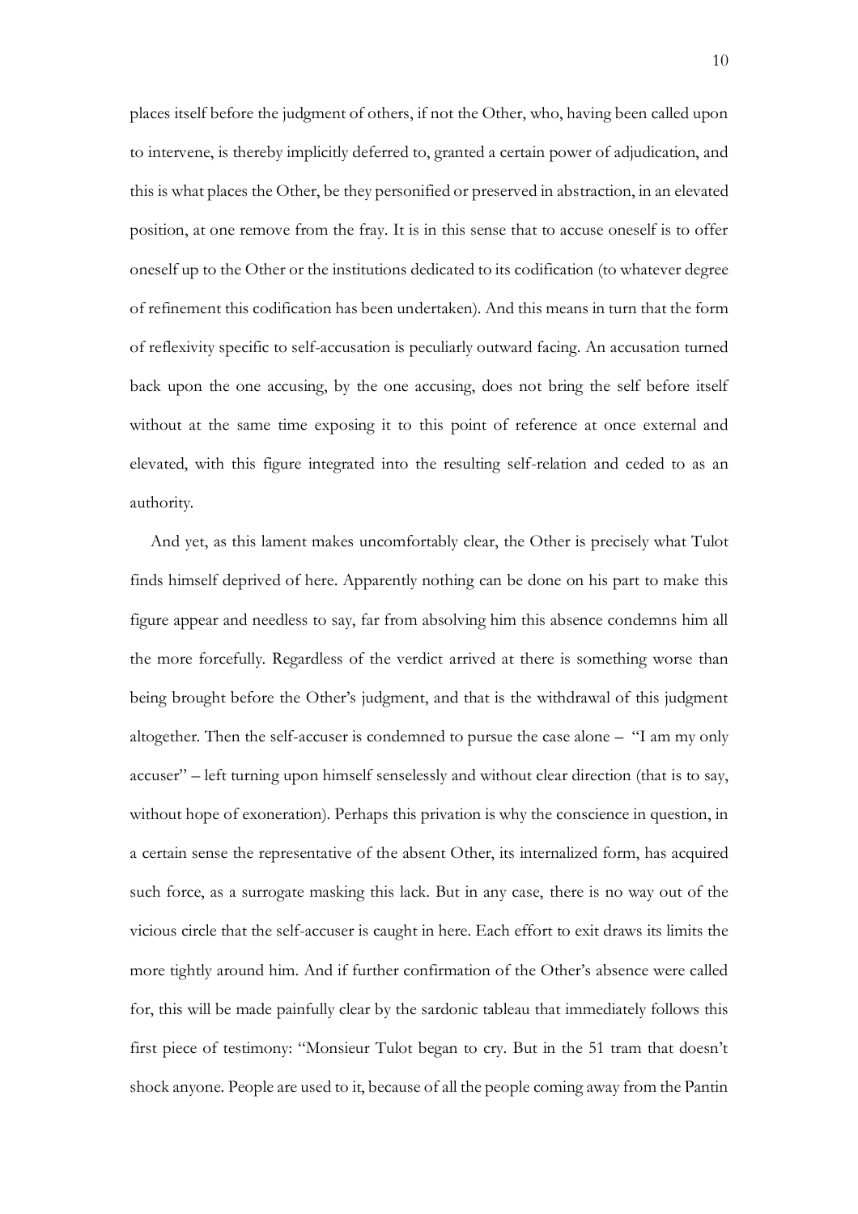places itself before the judgment of others, if not the Other, who, having been called upon to intervene, is thereby implicitly deferred to, granted a certain power of adjudication, and this is what places the Other, be they personified or preserved in abstraction, in an elevated position, at one remove from the fray. It is in this sense that to accuse oneself is to offer oneself up to the Other or the institutions dedicated to its codification (to whatever degree of refinement this codification has been undertaken). And this means in turn that the form of reflexivity specific to self-accusation is peculiarly outward facing. An accusation turned back upon the one accusing, by the one accusing, does not bring the self before itself without at the same time exposing it to this point of reference at once external and elevated, with this figure integrated into the resulting self-relation and ceded to as an authority.

And yet, as this lament makes uncomfortably clear, the Other is precisely what Tulot finds himself deprived of here. Apparently nothing can be done on his part to make this figure appear and needless to say, far from absolving him this absence condemns him all the more forcefully. Regardless of the verdict arrived at there is something worse than being brought before the Other's judgment, and that is the withdrawal of this judgment altogether. Then the self-accuser is condemned to pursue the case alone – "I am my only accuser" – left turning upon himself senselessly and without clear direction (that is to say, without hope of exoneration). Perhaps this privation is why the conscience in question, in a certain sense the representative of the absent Other, its internalized form, has acquired such force, as a surrogate masking this lack. But in any case, there is no way out of the vicious circle that the self-accuser is caught in here. Each effort to exit draws its limits the more tightly around him. And if further confirmation of the Other's absence were called for, this will be made painfully clear by the sardonic tableau that immediately follows this first piece of testimony: "Monsieur Tulot began to cry. But in the 51 tram that doesn't shock anyone. People are used to it, because of all the people coming away from the Pantin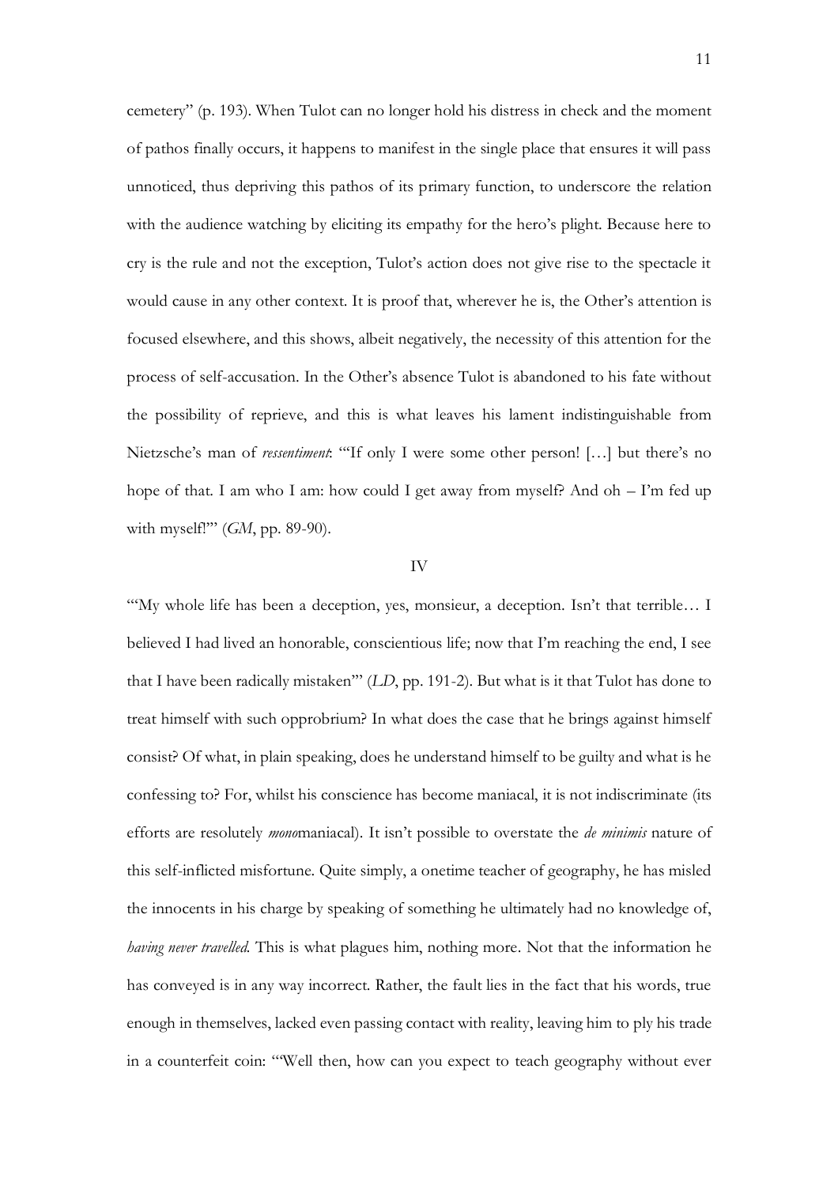cemetery" (p. 193). When Tulot can no longer hold his distress in check and the moment of pathos finally occurs, it happens to manifest in the single place that ensures it will pass unnoticed, thus depriving this pathos of its primary function, to underscore the relation with the audience watching by eliciting its empathy for the hero's plight. Because here to cry is the rule and not the exception, Tulot's action does not give rise to the spectacle it would cause in any other context. It is proof that, wherever he is, the Other's attention is focused elsewhere, and this shows, albeit negatively, the necessity of this attention for the process of self-accusation. In the Other's absence Tulot is abandoned to his fate without the possibility of reprieve, and this is what leaves his lament indistinguishable from Nietzsche's man of *ressentiment*: "'If only I were some other person! […] but there's no hope of that. I am who I am: how could I get away from myself? And oh – I'm fed up with myself!'" (*GM*, pp. 89-90).

## IV

"'My whole life has been a deception, yes, monsieur, a deception. Isn't that terrible… I believed I had lived an honorable, conscientious life; now that I'm reaching the end, I see that I have been radically mistaken'" (*LD*, pp. 191-2). But what is it that Tulot has done to treat himself with such opprobrium? In what does the case that he brings against himself consist? Of what, in plain speaking, does he understand himself to be guilty and what is he confessing to? For, whilst his conscience has become maniacal, it is not indiscriminate (its efforts are resolutely *mono*maniacal). It isn't possible to overstate the *de minimis* nature of this self-inflicted misfortune. Quite simply, a onetime teacher of geography, he has misled the innocents in his charge by speaking of something he ultimately had no knowledge of, *having never travelled*. This is what plagues him, nothing more. Not that the information he has conveyed is in any way incorrect. Rather, the fault lies in the fact that his words, true enough in themselves, lacked even passing contact with reality, leaving him to ply his trade in a counterfeit coin: "'Well then, how can you expect to teach geography without ever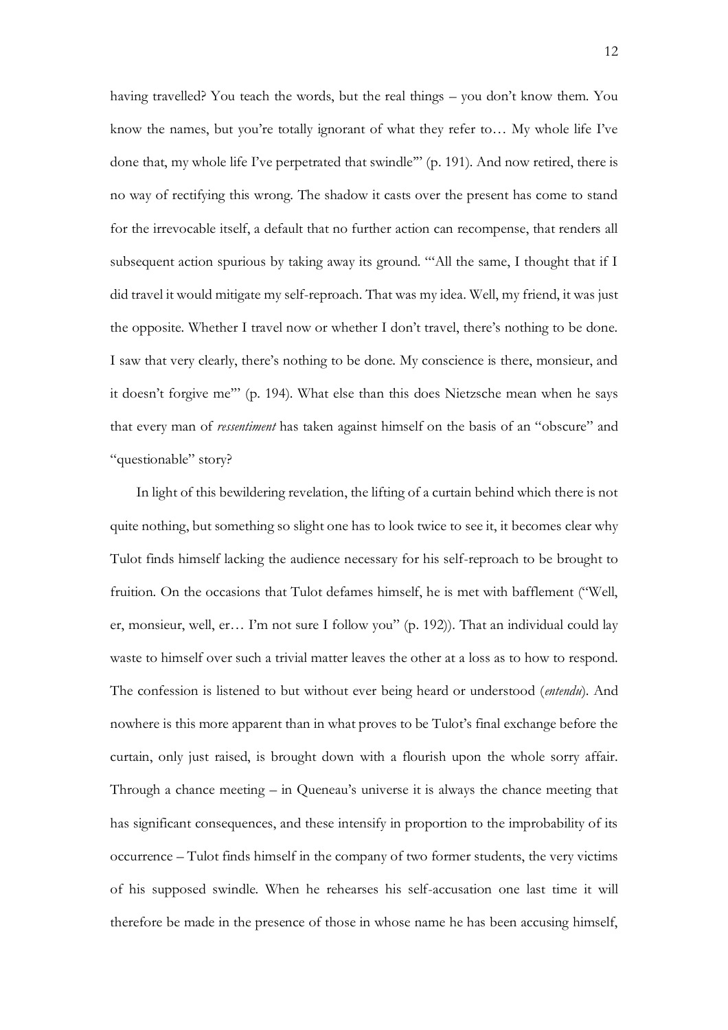having travelled? You teach the words, but the real things – you don't know them. You know the names, but you're totally ignorant of what they refer to… My whole life I've done that, my whole life I've perpetrated that swindle'" (p. 191). And now retired, there is no way of rectifying this wrong. The shadow it casts over the present has come to stand for the irrevocable itself, a default that no further action can recompense, that renders all subsequent action spurious by taking away its ground. "'All the same, I thought that if I did travel it would mitigate my self-reproach. That was my idea. Well, my friend, it was just the opposite. Whether I travel now or whether I don't travel, there's nothing to be done. I saw that very clearly, there's nothing to be done. My conscience is there, monsieur, and it doesn't forgive me'" (p. 194). What else than this does Nietzsche mean when he says that every man of *ressentiment* has taken against himself on the basis of an "obscure" and "questionable" story?

In light of this bewildering revelation, the lifting of a curtain behind which there is not quite nothing, but something so slight one has to look twice to see it, it becomes clear why Tulot finds himself lacking the audience necessary for his self-reproach to be brought to fruition. On the occasions that Tulot defames himself, he is met with bafflement ("Well, er, monsieur, well, er… I'm not sure I follow you" (p. 192)). That an individual could lay waste to himself over such a trivial matter leaves the other at a loss as to how to respond. The confession is listened to but without ever being heard or understood (*entendu*). And nowhere is this more apparent than in what proves to be Tulot's final exchange before the curtain, only just raised, is brought down with a flourish upon the whole sorry affair. Through a chance meeting – in Queneau's universe it is always the chance meeting that has significant consequences, and these intensify in proportion to the improbability of its occurrence – Tulot finds himself in the company of two former students, the very victims of his supposed swindle. When he rehearses his self-accusation one last time it will therefore be made in the presence of those in whose name he has been accusing himself,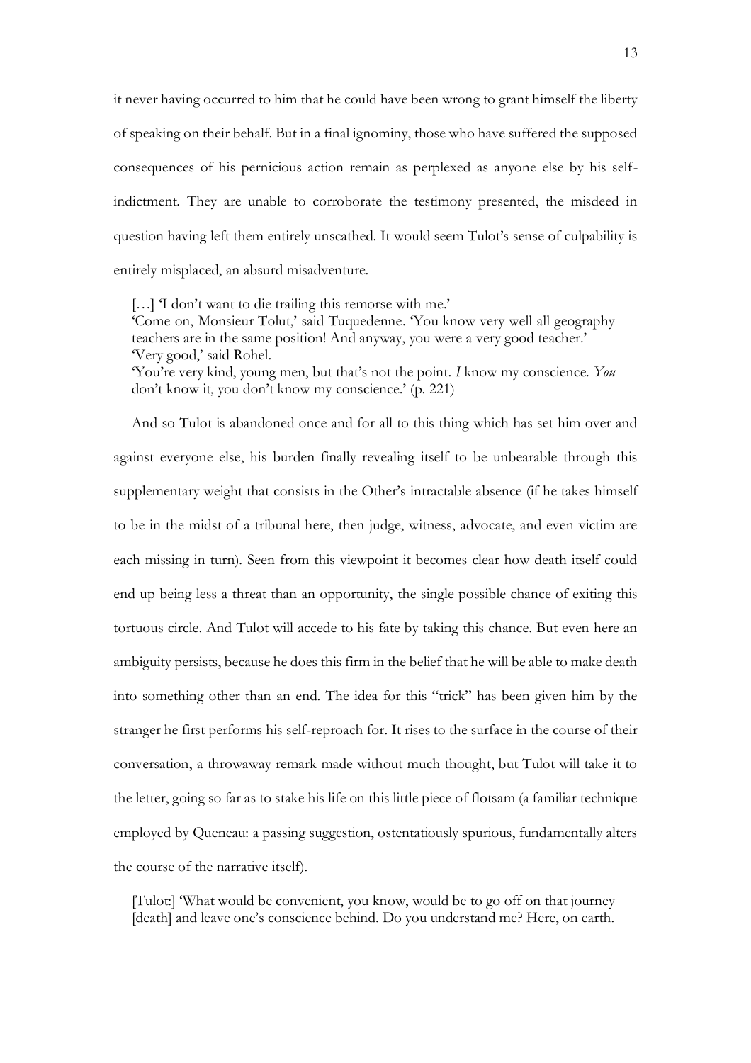it never having occurred to him that he could have been wrong to grant himself the liberty of speaking on their behalf. But in a final ignominy, those who have suffered the supposed consequences of his pernicious action remain as perplexed as anyone else by his self-indictment. They are unable to corroborate the testimony presented, the misdeed in question having left them entirely unscathed. It would seem Tulot's sense of culpability is entirely misplaced, an absurd misadventure.

> […] 'I don't want to die trailing this remorse with me.'
> 'Come on, Monsieur Tolut,' said Tuquedenne. 'You know very well all geography teachers are in the same position! And anyway, you were a very good teacher.'
> 'Very good,' said Rohel.
> 'You're very kind, young men, but that's not the point. *I* know my conscience. *You* don't know it, you don't know my conscience.' (p. 221)

And so Tulot is abandoned once and for all to this thing which has set him over and against everyone else, his burden finally revealing itself to be unbearable through this supplementary weight that consists in the Other's intractable absence (if he takes himself to be in the midst of a tribunal here, then judge, witness, advocate, and even victim are each missing in turn). Seen from this viewpoint it becomes clear how death itself could end up being less a threat than an opportunity, the single possible chance of exiting this tortuous circle. And Tulot will accede to his fate by taking this chance. But even here an ambiguity persists, because he does this firm in the belief that he will be able to make death into something other than an end. The idea for this "trick" has been given him by the stranger he first performs his self-reproach for. It rises to the surface in the course of their conversation, a throwaway remark made without much thought, but Tulot will take it to the letter, going so far as to stake his life on this little piece of flotsam (a familiar technique employed by Queneau: a passing suggestion, ostentatiously spurious, fundamentally alters the course of the narrative itself).

> [Tulot:] 'What would be convenient, you know, would be to go off on that journey [death] and leave one's conscience behind. Do you understand me? Here, on earth.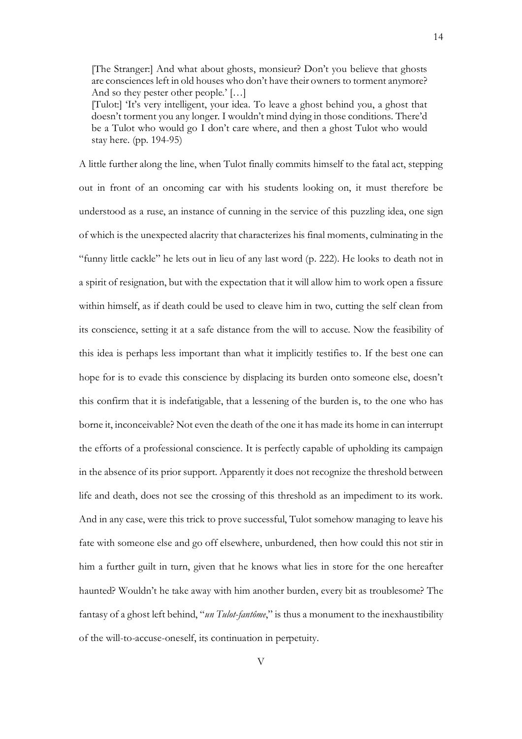> [The Stranger:] And what about ghosts, monsieur? Don't you believe that ghosts are consciences left in old houses who don't have their owners to torment anymore? And so they pester other people.' […]
> [Tulot:] 'It's very intelligent, your idea. To leave a ghost behind you, a ghost that doesn't torment you any longer. I wouldn't mind dying in those conditions. There'd be a Tulot who would go I don't care where, and then a ghost Tulot who would stay here. (pp. 194-95)

A little further along the line, when Tulot finally commits himself to the fatal act, stepping out in front of an oncoming car with his students looking on, it must therefore be understood as a ruse, an instance of cunning in the service of this puzzling idea, one sign of which is the unexpected alacrity that characterizes his final moments, culminating in the "funny little cackle" he lets out in lieu of any last word (p. 222). He looks to death not in a spirit of resignation, but with the expectation that it will allow him to work open a fissure within himself, as if death could be used to cleave him in two, cutting the self clean from its conscience, setting it at a safe distance from the will to accuse. Now the feasibility of this idea is perhaps less important than what it implicitly testifies to. If the best one can hope for is to evade this conscience by displacing its burden onto someone else, doesn't this confirm that it is indefatigable, that a lessening of the burden is, to the one who has borne it, inconceivable? Not even the death of the one it has made its home in can interrupt the efforts of a professional conscience. It is perfectly capable of upholding its campaign in the absence of its prior support. Apparently it does not recognize the threshold between life and death, does not see the crossing of this threshold as an impediment to its work. And in any case, were this trick to prove successful, Tulot somehow managing to leave his fate with someone else and go off elsewhere, unburdened, then how could this not stir in him a further guilt in turn, given that he knows what lies in store for the one hereafter haunted? Wouldn't he take away with him another burden, every bit as troublesome? The fantasy of a ghost left behind, "*un Tulot-fantôme*," is thus a monument to the inexhaustibility of the will-to-accuse-oneself, its continuation in perpetuity.

V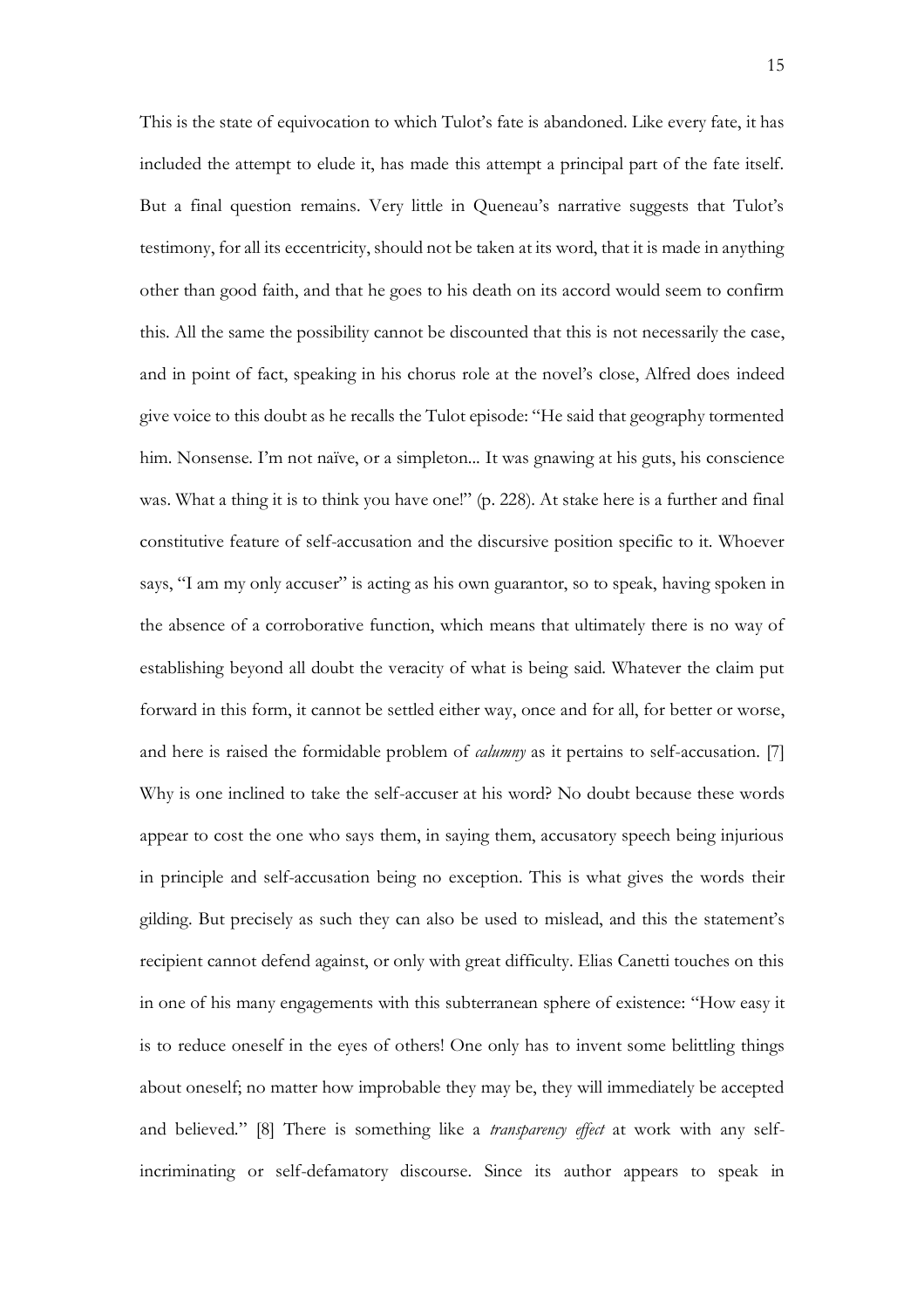This is the state of equivocation to which Tulot's fate is abandoned. Like every fate, it has included the attempt to elude it, has made this attempt a principal part of the fate itself. But a final question remains. Very little in Queneau's narrative suggests that Tulot's testimony, for all its eccentricity, should not be taken at its word, that it is made in anything other than good faith, and that he goes to his death on its accord would seem to confirm this. All the same the possibility cannot be discounted that this is not necessarily the case, and in point of fact, speaking in his chorus role at the novel's close, Alfred does indeed give voice to this doubt as he recalls the Tulot episode: "He said that geography tormented him. Nonsense. I'm not naïve, or a simpleton... It was gnawing at his guts, his conscience was. What a thing it is to think you have one!" (p. 228). At stake here is a further and final constitutive feature of self-accusation and the discursive position specific to it. Whoever says, "I am my only accuser" is acting as his own guarantor, so to speak, having spoken in the absence of a corroborative function, which means that ultimately there is no way of establishing beyond all doubt the veracity of what is being said. Whatever the claim put forward in this form, it cannot be settled either way, once and for all, for better or worse, and here is raised the formidable problem of *calumny* as it pertains to self-accusation. [7] Why is one inclined to take the self-accuser at his word? No doubt because these words appear to cost the one who says them, in saying them, accusatory speech being injurious in principle and self-accusation being no exception. This is what gives the words their gilding. But precisely as such they can also be used to mislead, and this the statement's recipient cannot defend against, or only with great difficulty. Elias Canetti touches on this in one of his many engagements with this subterranean sphere of existence: "How easy it is to reduce oneself in the eyes of others! One only has to invent some belittling things about oneself; no matter how improbable they may be, they will immediately be accepted and believed." [8] There is something like a *transparency effect* at work with any self-incriminating or self-defamatory discourse. Since its author appears to speak in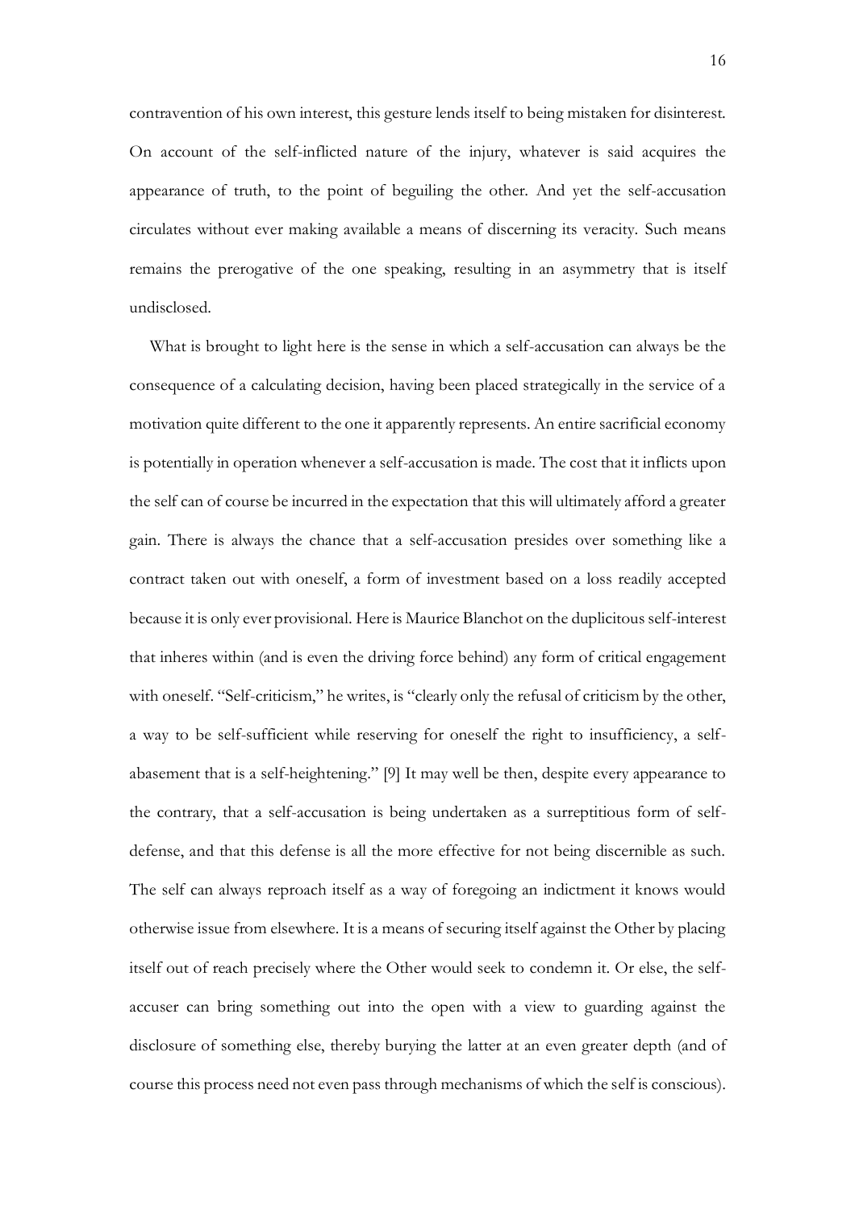contravention of his own interest, this gesture lends itself to being mistaken for disinterest. On account of the self-inflicted nature of the injury, whatever is said acquires the appearance of truth, to the point of beguiling the other. And yet the self-accusation circulates without ever making available a means of discerning its veracity. Such means remains the prerogative of the one speaking, resulting in an asymmetry that is itself undisclosed.

What is brought to light here is the sense in which a self-accusation can always be the consequence of a calculating decision, having been placed strategically in the service of a motivation quite different to the one it apparently represents. An entire sacrificial economy is potentially in operation whenever a self-accusation is made. The cost that it inflicts upon the self can of course be incurred in the expectation that this will ultimately afford a greater gain. There is always the chance that a self-accusation presides over something like a contract taken out with oneself, a form of investment based on a loss readily accepted because it is only ever provisional. Here is Maurice Blanchot on the duplicitous self-interest that inheres within (and is even the driving force behind) any form of critical engagement with oneself. "Self-criticism," he writes, is "clearly only the refusal of criticism by the other, a way to be self-sufficient while reserving for oneself the right to insufficiency, a self-abasement that is a self-heightening." [9] It may well be then, despite every appearance to the contrary, that a self-accusation is being undertaken as a surreptitious form of self-defense, and that this defense is all the more effective for not being discernible as such. The self can always reproach itself as a way of foregoing an indictment it knows would otherwise issue from elsewhere. It is a means of securing itself against the Other by placing itself out of reach precisely where the Other would seek to condemn it. Or else, the self-accuser can bring something out into the open with a view to guarding against the disclosure of something else, thereby burying the latter at an even greater depth (and of course this process need not even pass through mechanisms of which the self is conscious).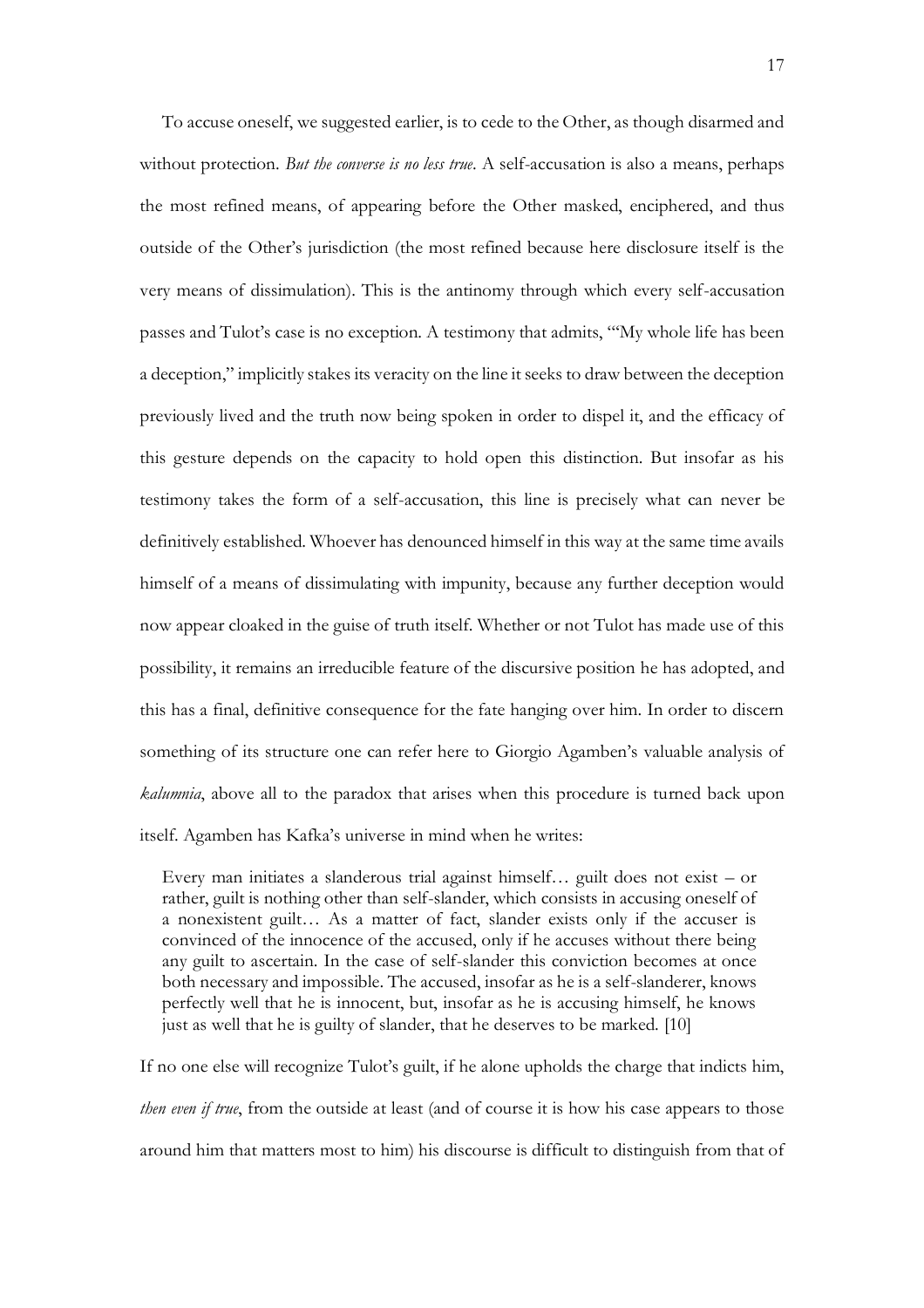To accuse oneself, we suggested earlier, is to cede to the Other, as though disarmed and without protection. *But the converse is no less true*. A self-accusation is also a means, perhaps the most refined means, of appearing before the Other masked, enciphered, and thus outside of the Other's jurisdiction (the most refined because here disclosure itself is the very means of dissimulation). This is the antinomy through which every self-accusation passes and Tulot's case is no exception. A testimony that admits, "'My whole life has been a deception,'' implicitly stakes its veracity on the line it seeks to draw between the deception previously lived and the truth now being spoken in order to dispel it, and the efficacy of this gesture depends on the capacity to hold open this distinction. But insofar as his testimony takes the form of a self-accusation, this line is precisely what can never be definitively established. Whoever has denounced himself in this way at the same time avails himself of a means of dissimulating with impunity, because any further deception would now appear cloaked in the guise of truth itself. Whether or not Tulot has made use of this possibility, it remains an irreducible feature of the discursive position he has adopted, and this has a final, definitive consequence for the fate hanging over him. In order to discern something of its structure one can refer here to Giorgio Agamben's valuable analysis of *kalumnia*, above all to the paradox that arises when this procedure is turned back upon itself. Agamben has Kafka's universe in mind when he writes:

> Every man initiates a slanderous trial against himself… guilt does not exist – or rather, guilt is nothing other than self-slander, which consists in accusing oneself of a nonexistent guilt… As a matter of fact, slander exists only if the accuser is convinced of the innocence of the accused, only if he accuses without there being any guilt to ascertain. In the case of self-slander this conviction becomes at once both necessary and impossible. The accused, insofar as he is a self-slanderer, knows perfectly well that he is innocent, but, insofar as he is accusing himself, he knows just as well that he is guilty of slander, that he deserves to be marked. [10]

If no one else will recognize Tulot's guilt, if he alone upholds the charge that indicts him, *then even if true*, from the outside at least (and of course it is how his case appears to those around him that matters most to him) his discourse is difficult to distinguish from that of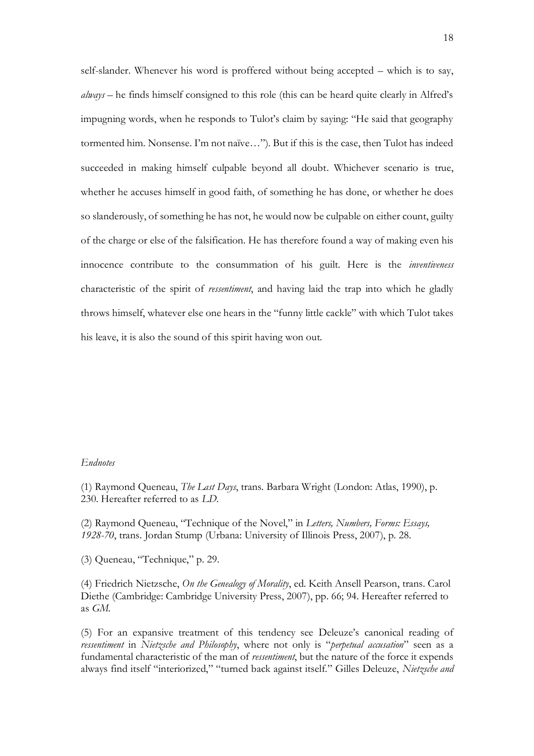self-slander. Whenever his word is proffered without being accepted – which is to say, *always* – he finds himself consigned to this role (this can be heard quite clearly in Alfred's impugning words, when he responds to Tulot's claim by saying: "He said that geography tormented him. Nonsense. I'm not naïve…"). But if this is the case, then Tulot has indeed succeeded in making himself culpable beyond all doubt. Whichever scenario is true, whether he accuses himself in good faith, of something he has done, or whether he does so slanderously, of something he has not, he would now be culpable on either count, guilty of the charge or else of the falsification. He has therefore found a way of making even his innocence contribute to the consummation of his guilt. Here is the *inventiveness* characteristic of the spirit of *ressentiment*, and having laid the trap into which he gladly throws himself, whatever else one hears in the "funny little cackle" with which Tulot takes his leave, it is also the sound of this spirit having won out.

*Endnotes*

(1) Raymond Queneau, *The Last Days*, trans. Barbara Wright (London: Atlas, 1990), p. 230. Hereafter referred to as *LD*.

(2) Raymond Queneau, "Technique of the Novel," in *Letters, Numbers, Forms: Essays, 1928-70*, trans. Jordan Stump (Urbana: University of Illinois Press, 2007), p. 28.

(3) Queneau, "Technique," p. 29.

(4) Friedrich Nietzsche, *On the Genealogy of Morality*, ed. Keith Ansell Pearson, trans. Carol Diethe (Cambridge: Cambridge University Press, 2007), pp. 66; 94. Hereafter referred to as *GM*.

(5) For an expansive treatment of this tendency see Deleuze's canonical reading of *ressentiment* in *Nietzsche and Philosophy*, where not only is "*perpetual accusation*" seen as a fundamental characteristic of the man of *ressentiment*, but the nature of the force it expends always find itself "interiorized," "turned back against itself." Gilles Deleuze, *Nietzsche and*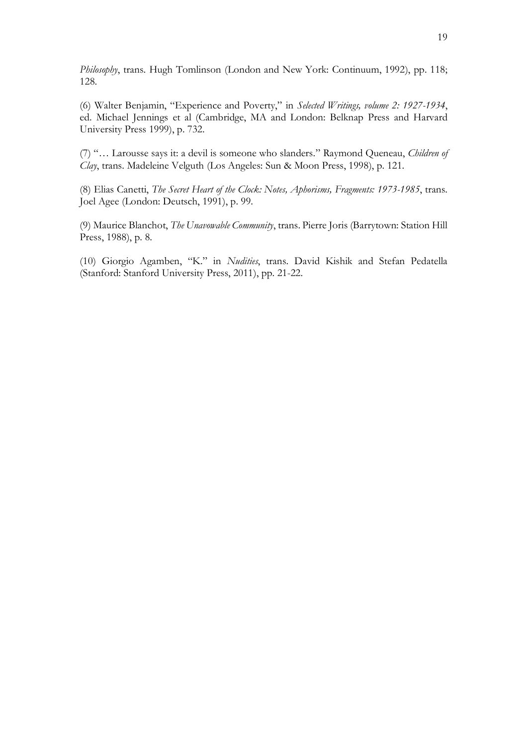*Philosophy*, trans. Hugh Tomlinson (London and New York: Continuum, 1992), pp. 118; 128.

(6) Walter Benjamin, "Experience and Poverty," in *Selected Writings, volume 2: 1927-1934*, ed. Michael Jennings et al (Cambridge, MA and London: Belknap Press and Harvard University Press 1999), p. 732.

(7) "… Larousse says it: a devil is someone who slanders." Raymond Queneau, *Children of Clay*, trans. Madeleine Velguth (Los Angeles: Sun & Moon Press, 1998), p. 121.

(8) Elias Canetti, *The Secret Heart of the Clock: Notes, Aphorisms, Fragments: 1973-1985*, trans. Joel Agee (London: Deutsch, 1991), p. 99.

(9) Maurice Blanchot, *The Unavowable Community*, trans. Pierre Joris (Barrytown: Station Hill Press, 1988), p. 8.

(10) Giorgio Agamben, "K." in *Nudities*, trans. David Kishik and Stefan Pedatella (Stanford: Stanford University Press, 2011), pp. 21-22.